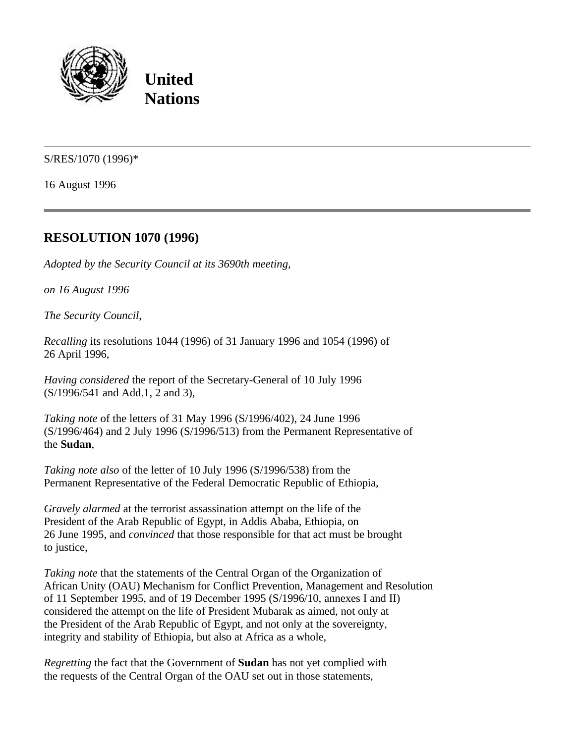**United Nations**

S/RES/1070 (1996)*

16 August 1996

## RESOLUTION 1070 (1996)

*Adopted by the Security Council at its 3690th meeting,*

*on 16 August 1996*

*The Security Council,*

*Recalling* its resolutions 1044 (1996) of 31 January 1996 and 1054 (1996) of 26 April 1996,

*Having considered* the report of the Secretary-General of 10 July 1996 (S/1996/541 and Add.1, 2 and 3),

*Taking note* of the letters of 31 May 1996 (S/1996/402), 24 June 1996 (S/1996/464) and 2 July 1996 (S/1996/513) from the Permanent Representative of the **Sudan**,

*Taking note also* of the letter of 10 July 1996 (S/1996/538) from the Permanent Representative of the Federal Democratic Republic of Ethiopia,

*Gravely alarmed* at the terrorist assassination attempt on the life of the President of the Arab Republic of Egypt, in Addis Ababa, Ethiopia, on 26 June 1995, and *convinced* that those responsible for that act must be brought to justice,

*Taking note* that the statements of the Central Organ of the Organization of African Unity (OAU) Mechanism for Conflict Prevention, Management and Resolution of 11 September 1995, and of 19 December 1995 (S/1996/10, annexes I and II) considered the attempt on the life of President Mubarak as aimed, not only at the President of the Arab Republic of Egypt, and not only at the sovereignty, integrity and stability of Ethiopia, but also at Africa as a whole,

*Regretting* the fact that the Government of **Sudan** has not yet complied with the requests of the Central Organ of the OAU set out in those statements,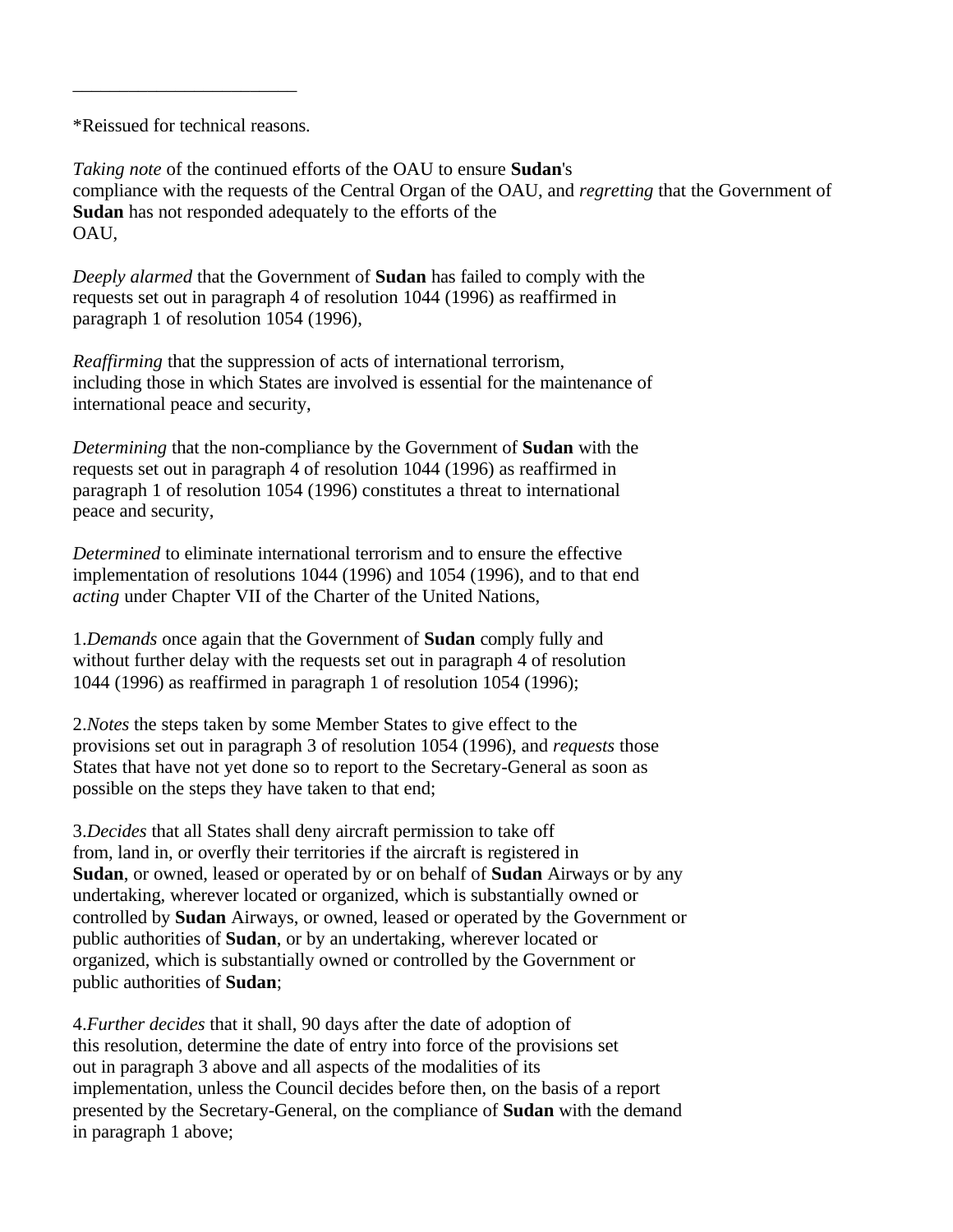________________________

*Reissued for technical reasons.

*Taking note* of the continued efforts of the OAU to ensure **Sudan**'s compliance with the requests of the Central Organ of the OAU, and *regretting* that the Government of **Sudan** has not responded adequately to the efforts of the OAU,

*Deeply alarmed* that the Government of **Sudan** has failed to comply with the requests set out in paragraph 4 of resolution 1044 (1996) as reaffirmed in paragraph 1 of resolution 1054 (1996),

*Reaffirming* that the suppression of acts of international terrorism, including those in which States are involved is essential for the maintenance of international peace and security,

*Determining* that the non-compliance by the Government of **Sudan** with the requests set out in paragraph 4 of resolution 1044 (1996) as reaffirmed in paragraph 1 of resolution 1054 (1996) constitutes a threat to international peace and security,

*Determined* to eliminate international terrorism and to ensure the effective implementation of resolutions 1044 (1996) and 1054 (1996), and to that end *acting* under Chapter VII of the Charter of the United Nations,

1.*Demands* once again that the Government of **Sudan** comply fully and without further delay with the requests set out in paragraph 4 of resolution 1044 (1996) as reaffirmed in paragraph 1 of resolution 1054 (1996);

2.*Notes* the steps taken by some Member States to give effect to the provisions set out in paragraph 3 of resolution 1054 (1996), and *requests* those States that have not yet done so to report to the Secretary-General as soon as possible on the steps they have taken to that end;

3.*Decides* that all States shall deny aircraft permission to take off from, land in, or overfly their territories if the aircraft is registered in **Sudan**, or owned, leased or operated by or on behalf of **Sudan** Airways or by any undertaking, wherever located or organized, which is substantially owned or controlled by **Sudan** Airways, or owned, leased or operated by the Government or public authorities of **Sudan**, or by an undertaking, wherever located or organized, which is substantially owned or controlled by the Government or public authorities of **Sudan**;

4.*Further decides* that it shall, 90 days after the date of adoption of this resolution, determine the date of entry into force of the provisions set out in paragraph 3 above and all aspects of the modalities of its implementation, unless the Council decides before then, on the basis of a report presented by the Secretary-General, on the compliance of **Sudan** with the demand in paragraph 1 above;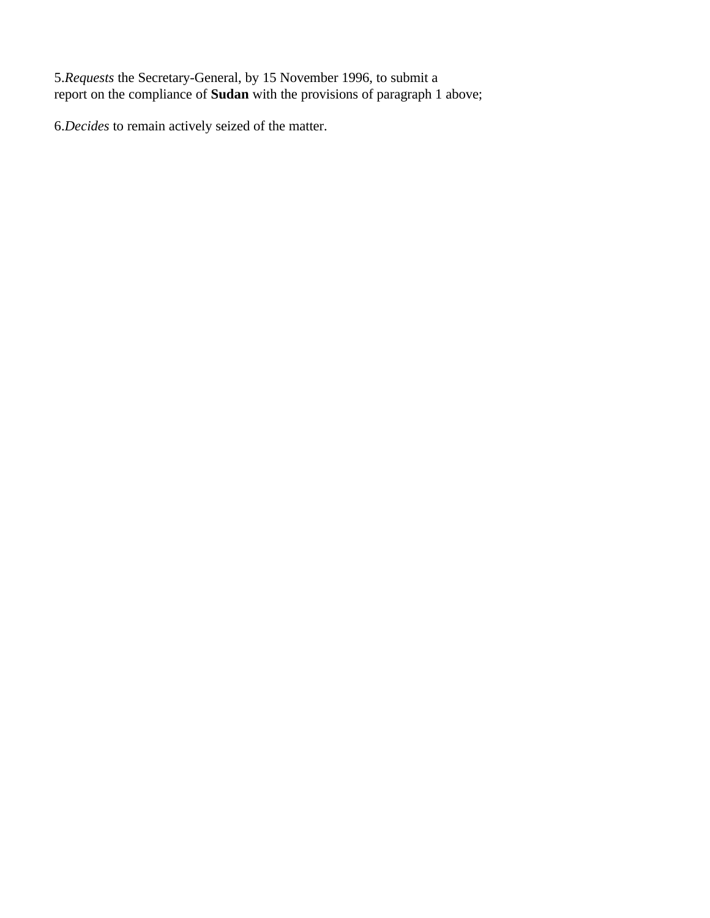5.*Requests* the Secretary-General, by 15 November 1996, to submit a report on the compliance of **Sudan** with the provisions of paragraph 1 above;

6.*Decides* to remain actively seized of the matter.